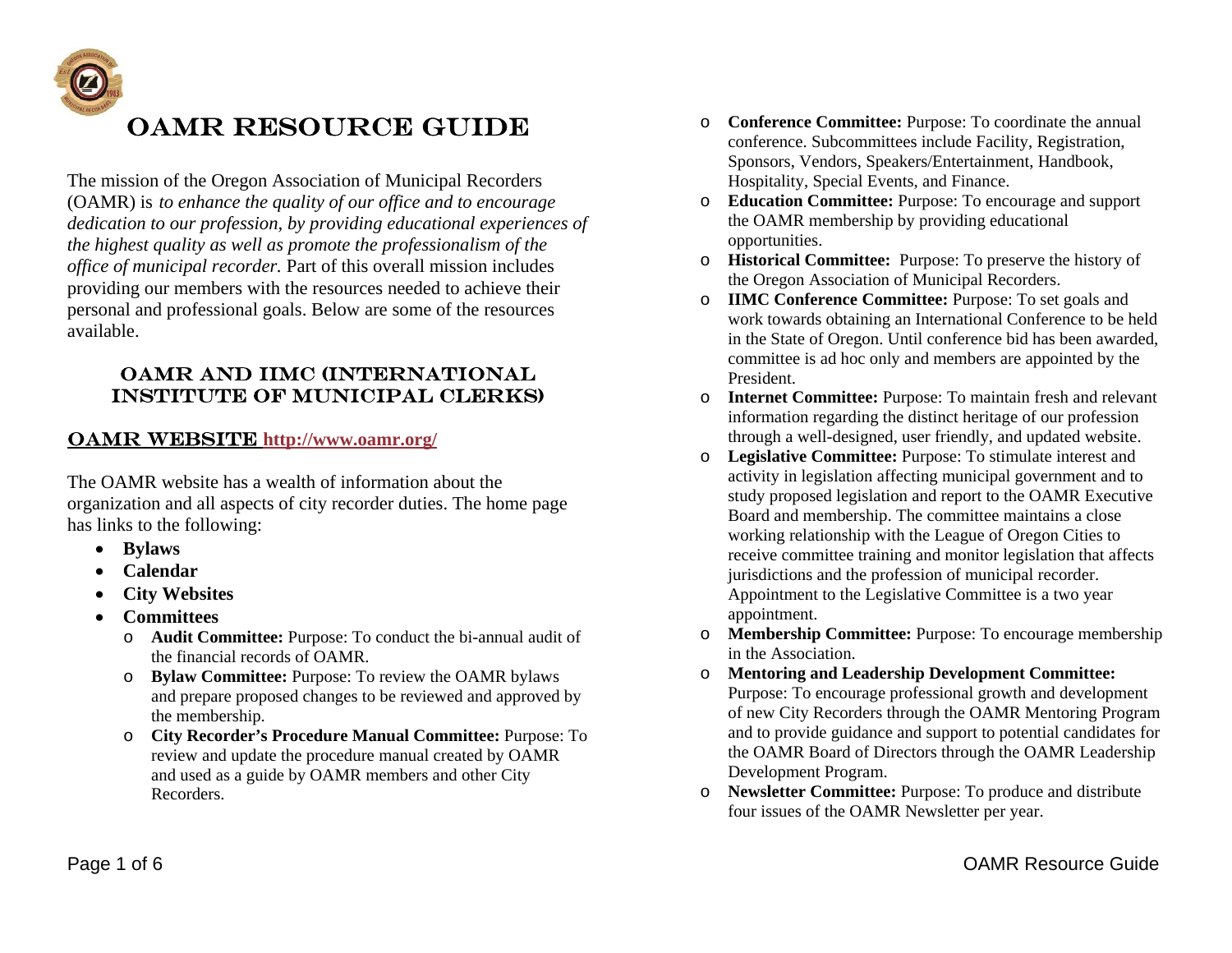# OAMR RESOURCE GUIDE

The mission of the Oregon Association of Municipal Recorders (OAMR) is *to enhance the quality of our office and to encourage dedication to our profession, by providing educational experiences of the highest quality as well as promote the professionalism of the office of municipal recorder.* Part of this overall mission includes providing our members with the resources needed to achieve their personal and professional goals. Below are some of the resources available.

## OAMR AND IIMC (INTERNATIONAL INSTITUTE OF MUNICIPAL CLERKS)

### OAMR WEBSITE http://www.oamr.org/

The OAMR website has a wealth of information about the organization and all aspects of city recorder duties. The home page has links to the following:

- **Bylaws**
- **Calendar**
- **City Websites**
- **Committees**
  - **Audit Committee:** Purpose: To conduct the bi-annual audit of the financial records of OAMR.
  - **Bylaw Committee:** Purpose: To review the OAMR bylaws and prepare proposed changes to be reviewed and approved by the membership.
  - **City Recorder's Procedure Manual Committee:** Purpose: To review and update the procedure manual created by OAMR and used as a guide by OAMR members and other City Recorders.
  - **Conference Committee:** Purpose: To coordinate the annual conference. Subcommittees include Facility, Registration, Sponsors, Vendors, Speakers/Entertainment, Handbook, Hospitality, Special Events, and Finance.
  - **Education Committee:** Purpose: To encourage and support the OAMR membership by providing educational opportunities.
  - **Historical Committee:** Purpose: To preserve the history of the Oregon Association of Municipal Recorders.
  - **IIMC Conference Committee:** Purpose: To set goals and work towards obtaining an International Conference to be held in the State of Oregon. Until conference bid has been awarded, committee is ad hoc only and members are appointed by the President.
  - **Internet Committee:** Purpose: To maintain fresh and relevant information regarding the distinct heritage of our profession through a well-designed, user friendly, and updated website.
  - **Legislative Committee:** Purpose: To stimulate interest and activity in legislation affecting municipal government and to study proposed legislation and report to the OAMR Executive Board and membership. The committee maintains a close working relationship with the League of Oregon Cities to receive committee training and monitor legislation that affects jurisdictions and the profession of municipal recorder. Appointment to the Legislative Committee is a two year appointment.
  - **Membership Committee:** Purpose: To encourage membership in the Association.
  - **Mentoring and Leadership Development Committee:** Purpose: To encourage professional growth and development of new City Recorders through the OAMR Mentoring Program and to provide guidance and support to potential candidates for the OAMR Board of Directors through the OAMR Leadership Development Program.
  - **Newsletter Committee:** Purpose: To produce and distribute four issues of the OAMR Newsletter per year.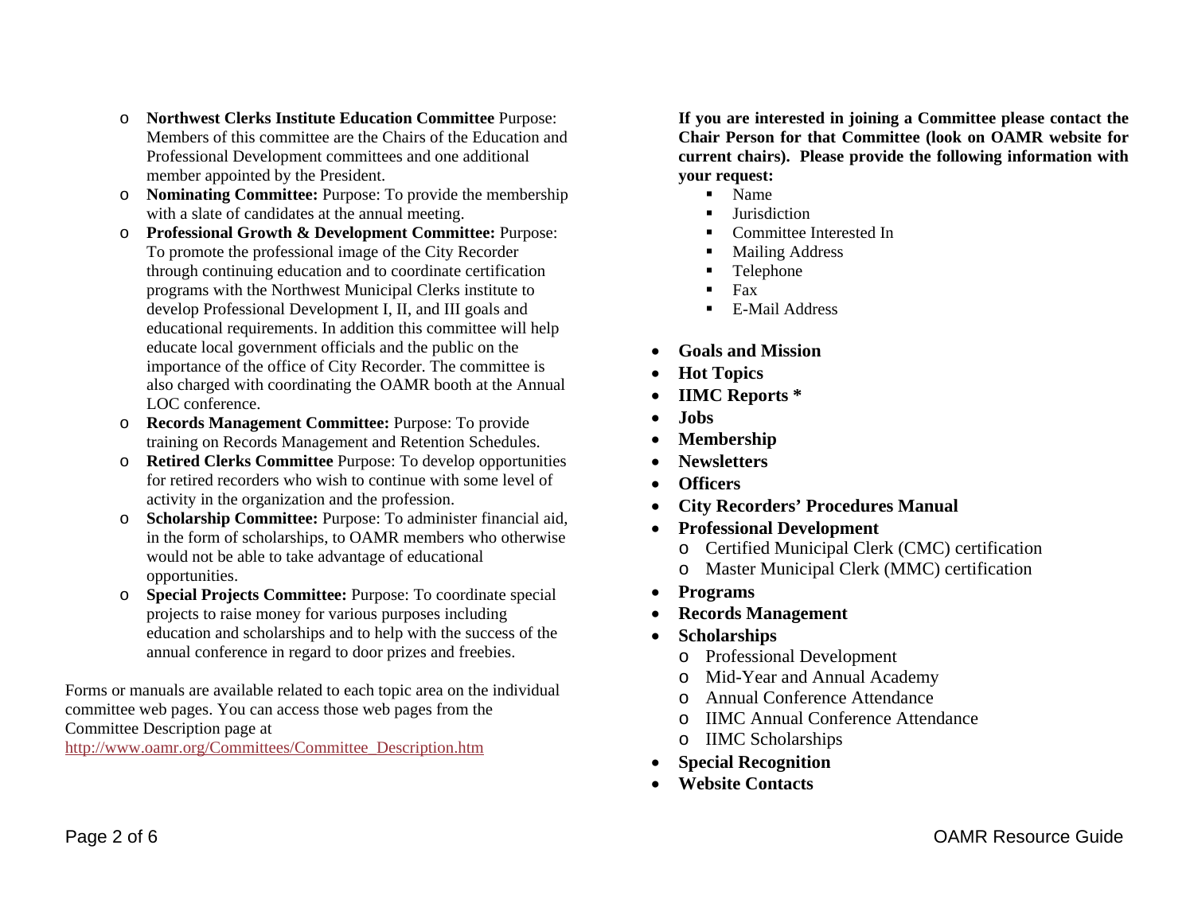- **Northwest Clerks Institute Education Committee** Purpose: Members of this committee are the Chairs of the Education and Professional Development committees and one additional member appointed by the President.
- **Nominating Committee:** Purpose: To provide the membership with a slate of candidates at the annual meeting.
- **Professional Growth & Development Committee:** Purpose: To promote the professional image of the City Recorder through continuing education and to coordinate certification programs with the Northwest Municipal Clerks institute to develop Professional Development I, II, and III goals and educational requirements. In addition this committee will help educate local government officials and the public on the importance of the office of City Recorder. The committee is also charged with coordinating the OAMR booth at the Annual LOC conference.
- **Records Management Committee:** Purpose: To provide training on Records Management and Retention Schedules.
- **Retired Clerks Committee** Purpose: To develop opportunities for retired recorders who wish to continue with some level of activity in the organization and the profession.
- **Scholarship Committee:** Purpose: To administer financial aid, in the form of scholarships, to OAMR members who otherwise would not be able to take advantage of educational opportunities.
- **Special Projects Committee:** Purpose: To coordinate special projects to raise money for various purposes including education and scholarships and to help with the success of the annual conference in regard to door prizes and freebies.

Forms or manuals are available related to each topic area on the individual committee web pages. You can access those web pages from the Committee Description page at http://www.oamr.org/Committees/Committee_Description.htm

**If you are interested in joining a Committee please contact the Chair Person for that Committee (look on OAMR website for current chairs). Please provide the following information with your request:**

- Name
- Jurisdiction
- Committee Interested In
- Mailing Address
- Telephone
- Fax
- E-Mail Address

- **Goals and Mission**
- **Hot Topics**
- **IIMC Reports ***
- **Jobs**
- **Membership**
- **Newsletters**
- **Officers**
- **City Recorders' Procedures Manual**
- **Professional Development**
  - Certified Municipal Clerk (CMC) certification
  - Master Municipal Clerk (MMC) certification
- **Programs**
- **Records Management**
- **Scholarships**
  - Professional Development
  - Mid-Year and Annual Academy
  - Annual Conference Attendance
  - IIMC Annual Conference Attendance
  - IIMC Scholarships
- **Special Recognition**
- **Website Contacts**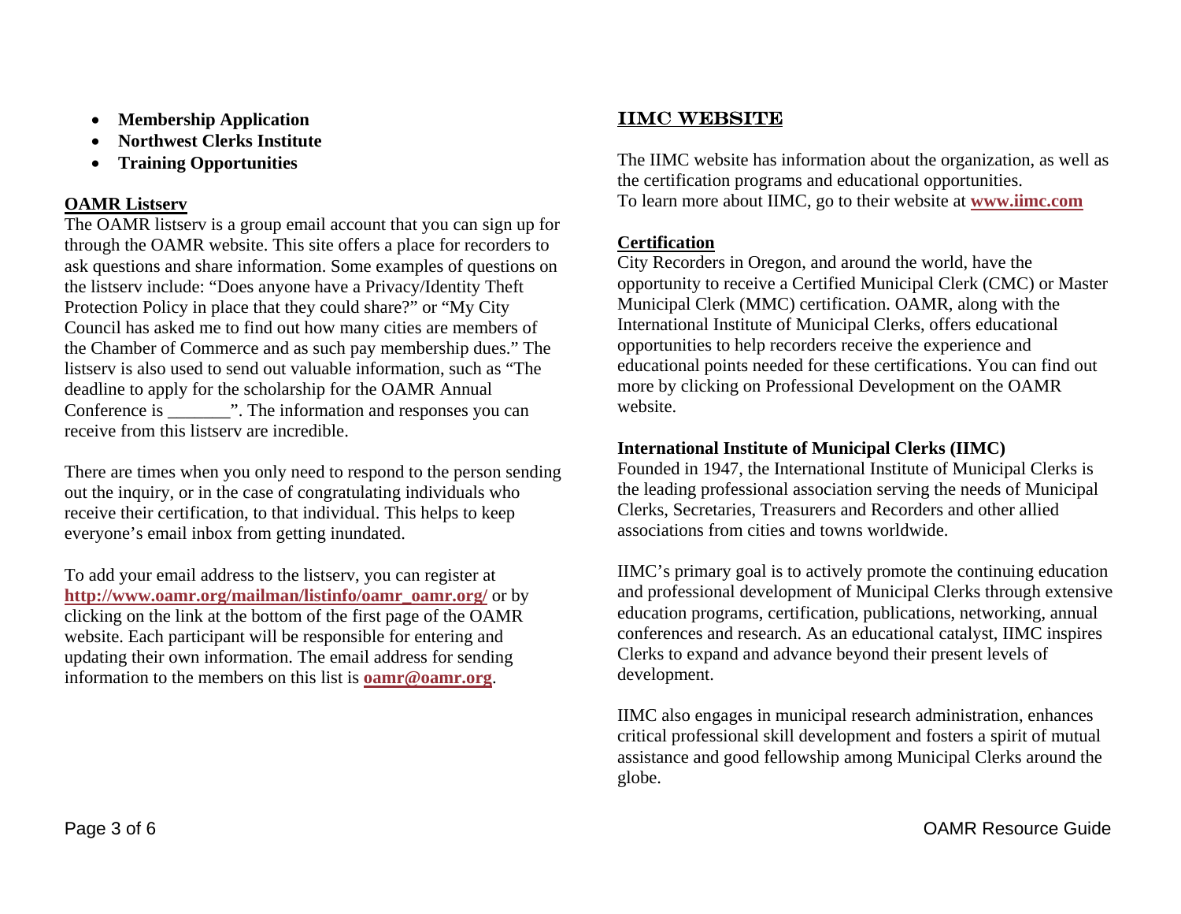- **Membership Application**
- **Northwest Clerks Institute**
- **Training Opportunities**

**OAMR Listserv**

The OAMR listserv is a group email account that you can sign up for through the OAMR website. This site offers a place for recorders to ask questions and share information. Some examples of questions on the listserv include: "Does anyone have a Privacy/Identity Theft Protection Policy in place that they could share?" or "My City Council has asked me to find out how many cities are members of the Chamber of Commerce and as such pay membership dues." The listserv is also used to send out valuable information, such as "The deadline to apply for the scholarship for the OAMR Annual Conference is _______". The information and responses you can receive from this listserv are incredible.

There are times when you only need to respond to the person sending out the inquiry, or in the case of congratulating individuals who receive their certification, to that individual. This helps to keep everyone's email inbox from getting inundated.

To add your email address to the listserv, you can register at **http://www.oamr.org/mailman/listinfo/oamr_oamr.org/** or by clicking on the link at the bottom of the first page of the OAMR website. Each participant will be responsible for entering and updating their own information. The email address for sending information to the members on this list is **oamr@oamr.org**.

## IIMC WEBSITE

The IIMC website has information about the organization, as well as the certification programs and educational opportunities.
To learn more about IIMC, go to their website at **www.iimc.com**

**Certification**

City Recorders in Oregon, and around the world, have the opportunity to receive a Certified Municipal Clerk (CMC) or Master Municipal Clerk (MMC) certification. OAMR, along with the International Institute of Municipal Clerks, offers educational opportunities to help recorders receive the experience and educational points needed for these certifications. You can find out more by clicking on Professional Development on the OAMR website.

**International Institute of Municipal Clerks (IIMC)**

Founded in 1947, the International Institute of Municipal Clerks is the leading professional association serving the needs of Municipal Clerks, Secretaries, Treasurers and Recorders and other allied associations from cities and towns worldwide.

IIMC's primary goal is to actively promote the continuing education and professional development of Municipal Clerks through extensive education programs, certification, publications, networking, annual conferences and research. As an educational catalyst, IIMC inspires Clerks to expand and advance beyond their present levels of development.

IIMC also engages in municipal research administration, enhances critical professional skill development and fosters a spirit of mutual assistance and good fellowship among Municipal Clerks around the globe.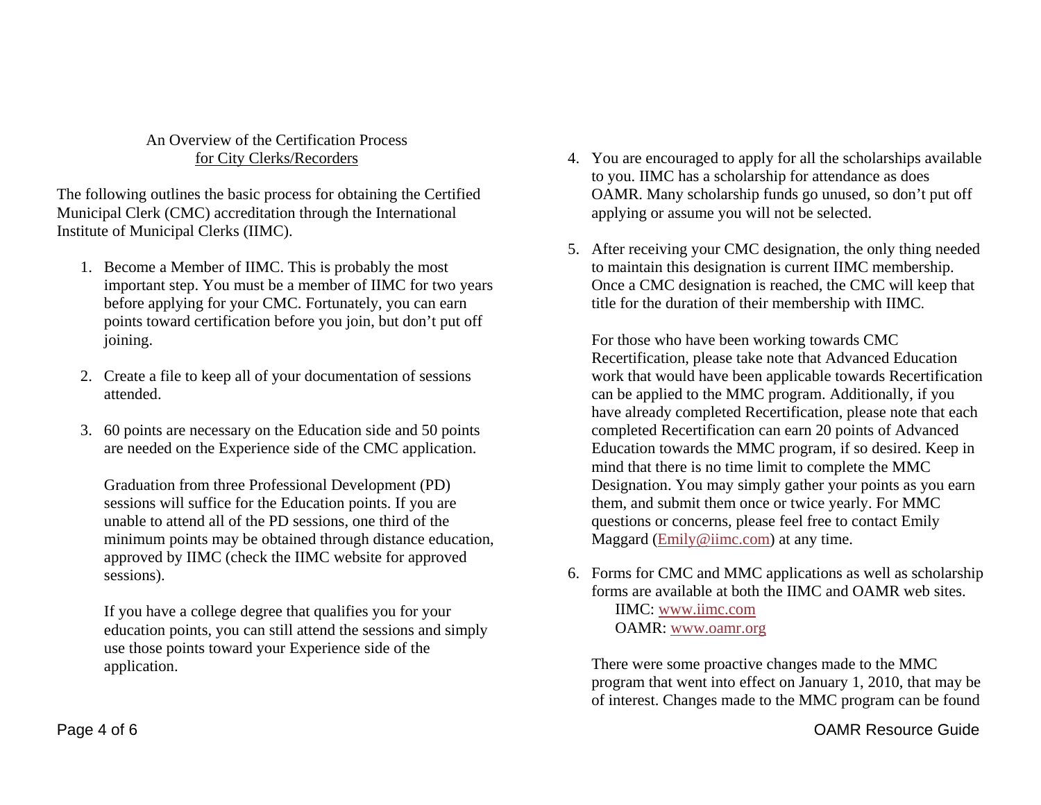## An Overview of the Certification Process
## for City Clerks/Recorders

The following outlines the basic process for obtaining the Certified Municipal Clerk (CMC) accreditation through the International Institute of Municipal Clerks (IIMC).

1. Become a Member of IIMC. This is probably the most important step. You must be a member of IIMC for two years before applying for your CMC. Fortunately, you can earn points toward certification before you join, but don't put off joining.

2. Create a file to keep all of your documentation of sessions attended.

3. 60 points are necessary on the Education side and 50 points are needed on the Experience side of the CMC application.

   Graduation from three Professional Development (PD) sessions will suffice for the Education points. If you are unable to attend all of the PD sessions, one third of the minimum points may be obtained through distance education, approved by IIMC (check the IIMC website for approved sessions).

   If you have a college degree that qualifies you for your education points, you can still attend the sessions and simply use those points toward your Experience side of the application.

4. You are encouraged to apply for all the scholarships available to you. IIMC has a scholarship for attendance as does OAMR. Many scholarship funds go unused, so don't put off applying or assume you will not be selected.

5. After receiving your CMC designation, the only thing needed to maintain this designation is current IIMC membership. Once a CMC designation is reached, the CMC will keep that title for the duration of their membership with IIMC.

   For those who have been working towards CMC Recertification, please take note that Advanced Education work that would have been applicable towards Recertification can be applied to the MMC program. Additionally, if you have already completed Recertification, please note that each completed Recertification can earn 20 points of Advanced Education towards the MMC program, if so desired. Keep in mind that there is no time limit to complete the MMC Designation. You may simply gather your points as you earn them, and submit them once or twice yearly. For MMC questions or concerns, please feel free to contact Emily Maggard (Emily@iimc.com) at any time.

6. Forms for CMC and MMC applications as well as scholarship forms are available at both the IIMC and OAMR web sites.
   - IIMC: www.iimc.com
   - OAMR: www.oamr.org

   There were some proactive changes made to the MMC program that went into effect on January 1, 2010, that may be of interest. Changes made to the MMC program can be found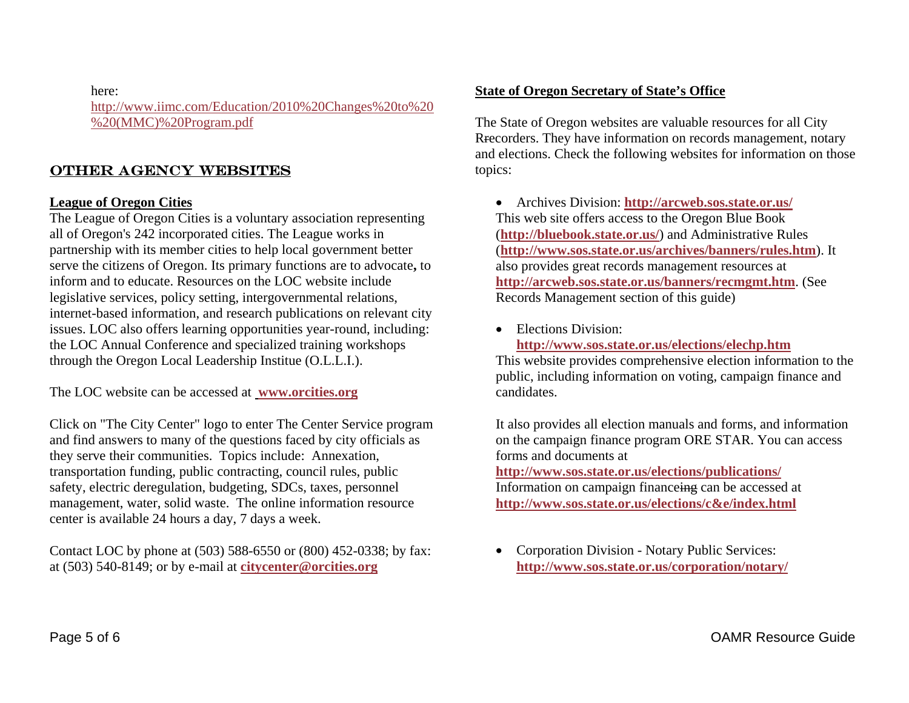here:
http://www.iimc.com/Education/2010%20Changes%20to%20%20(MMC)%20Program.pdf

## OTHER AGENCY WEBSITES

**League of Oregon Cities**

The League of Oregon Cities is a voluntary association representing all of Oregon's 242 incorporated cities. The League works in partnership with its member cities to help local government better serve the citizens of Oregon. Its primary functions are to advocate, to inform and to educate. Resources on the LOC website include legislative services, policy setting, intergovernmental relations, internet-based information, and research publications on relevant city issues. LOC also offers learning opportunities year-round, including: the LOC Annual Conference and specialized training workshops through the Oregon Local Leadership Institue (O.L.L.I.).

The LOC website can be accessed at **www.orcities.org**

Click on "The City Center" logo to enter The Center Service program and find answers to many of the questions faced by city officials as they serve their communities. Topics include: Annexation, transportation funding, public contracting, council rules, public safety, electric deregulation, budgeting, SDCs, taxes, personnel management, water, solid waste. The online information resource center is available 24 hours a day, 7 days a week.

Contact LOC by phone at (503) 588-6550 or (800) 452-0338; by fax: at (503) 540-8149; or by e-mail at **citycenter@orcities.org**

**State of Oregon Secretary of State's Office**

The State of Oregon websites are valuable resources for all City Rrecorders. They have information on records management, notary and elections. Check the following websites for information on those topics:

- Archives Division: **http://arcweb.sos.state.or.us/**
  This web site offers access to the Oregon Blue Book (**http://bluebook.state.or.us/**) and Administrative Rules (**http://www.sos.state.or.us/archives/banners/rules.htm**). It also provides great records management resources at **http://arcweb.sos.state.or.us/banners/recmgmt.htm**. (See Records Management section of this guide)

- Elections Division: **http://www.sos.state.or.us/elections/elechp.htm**
  This website provides comprehensive election information to the public, including information on voting, campaign finance and candidates.

  It also provides all election manuals and forms, and information on the campaign finance program ORE STAR. You can access forms and documents at **http://www.sos.state.or.us/elections/publications/**
  Information on campaign financeing can be accessed at **http://www.sos.state.or.us/elections/c&e/index.html**

- Corporation Division - Notary Public Services: **http://www.sos.state.or.us/corporation/notary/**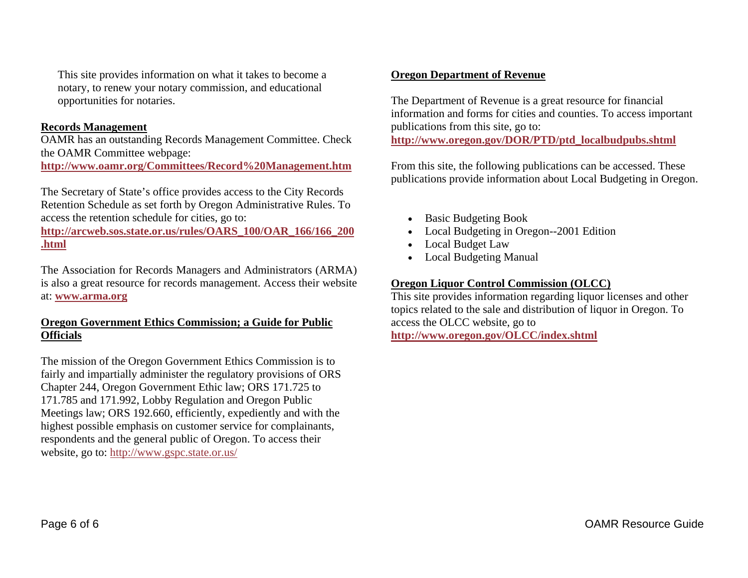This site provides information on what it takes to become a notary, to renew your notary commission, and educational opportunities for notaries.

**Records Management**

OAMR has an outstanding Records Management Committee. Check the OAMR Committee webpage: **http://www.oamr.org/Committees/Record%20Management.htm**

The Secretary of State's office provides access to the City Records Retention Schedule as set forth by Oregon Administrative Rules. To access the retention schedule for cities, go to: **http://arcweb.sos.state.or.us/rules/OARS_100/OAR_166/166_200.html**

The Association for Records Managers and Administrators (ARMA) is also a great resource for records management. Access their website at: **www.arma.org**

**Oregon Government Ethics Commission; a Guide for Public Officials**

The mission of the Oregon Government Ethics Commission is to fairly and impartially administer the regulatory provisions of ORS Chapter 244, Oregon Government Ethic law; ORS 171.725 to 171.785 and 171.992, Lobby Regulation and Oregon Public Meetings law; ORS 192.660, efficiently, expediently and with the highest possible emphasis on customer service for complainants, respondents and the general public of Oregon. To access their website, go to: http://www.gspc.state.or.us/

**Oregon Department of Revenue**

The Department of Revenue is a great resource for financial information and forms for cities and counties. To access important publications from this site, go to: **http://www.oregon.gov/DOR/PTD/ptd_localbudpubs.shtml**

From this site, the following publications can be accessed. These publications provide information about Local Budgeting in Oregon.

- Basic Budgeting Book
- Local Budgeting in Oregon--2001 Edition
- Local Budget Law
- Local Budgeting Manual

**Oregon Liquor Control Commission (OLCC)**

This site provides information regarding liquor licenses and other topics related to the sale and distribution of liquor in Oregon. To access the OLCC website, go to **http://www.oregon.gov/OLCC/index.shtml**